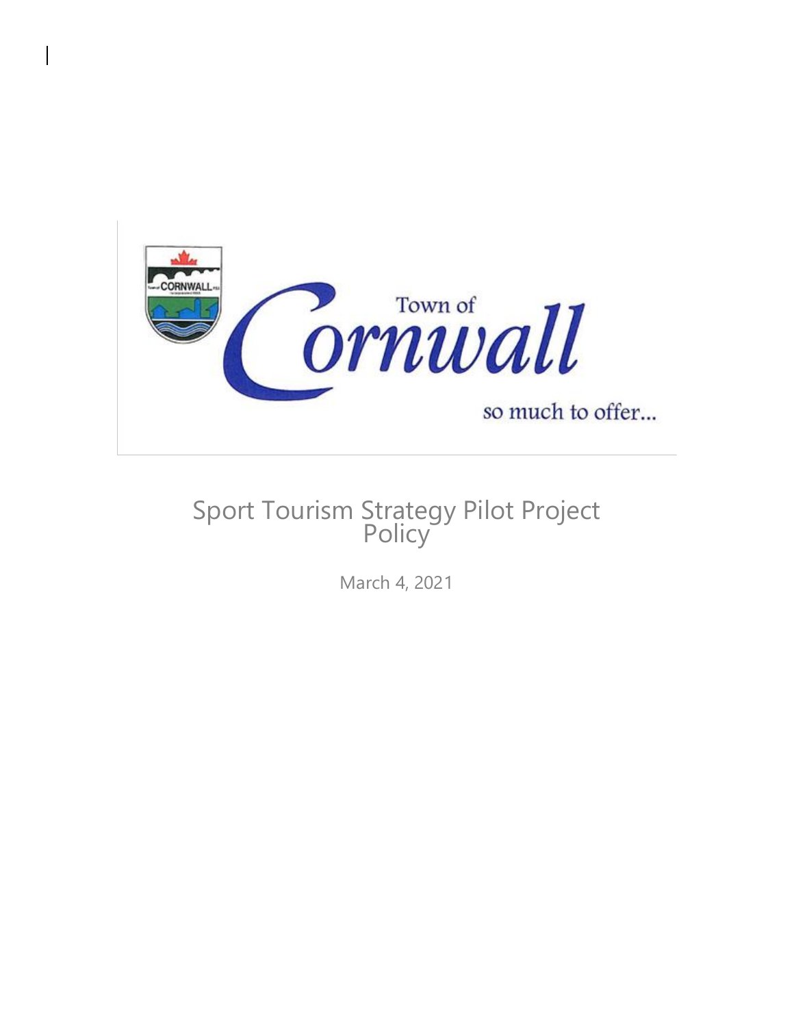# Sport Tourism Strategy Pilot Project Policy

March 4, 2021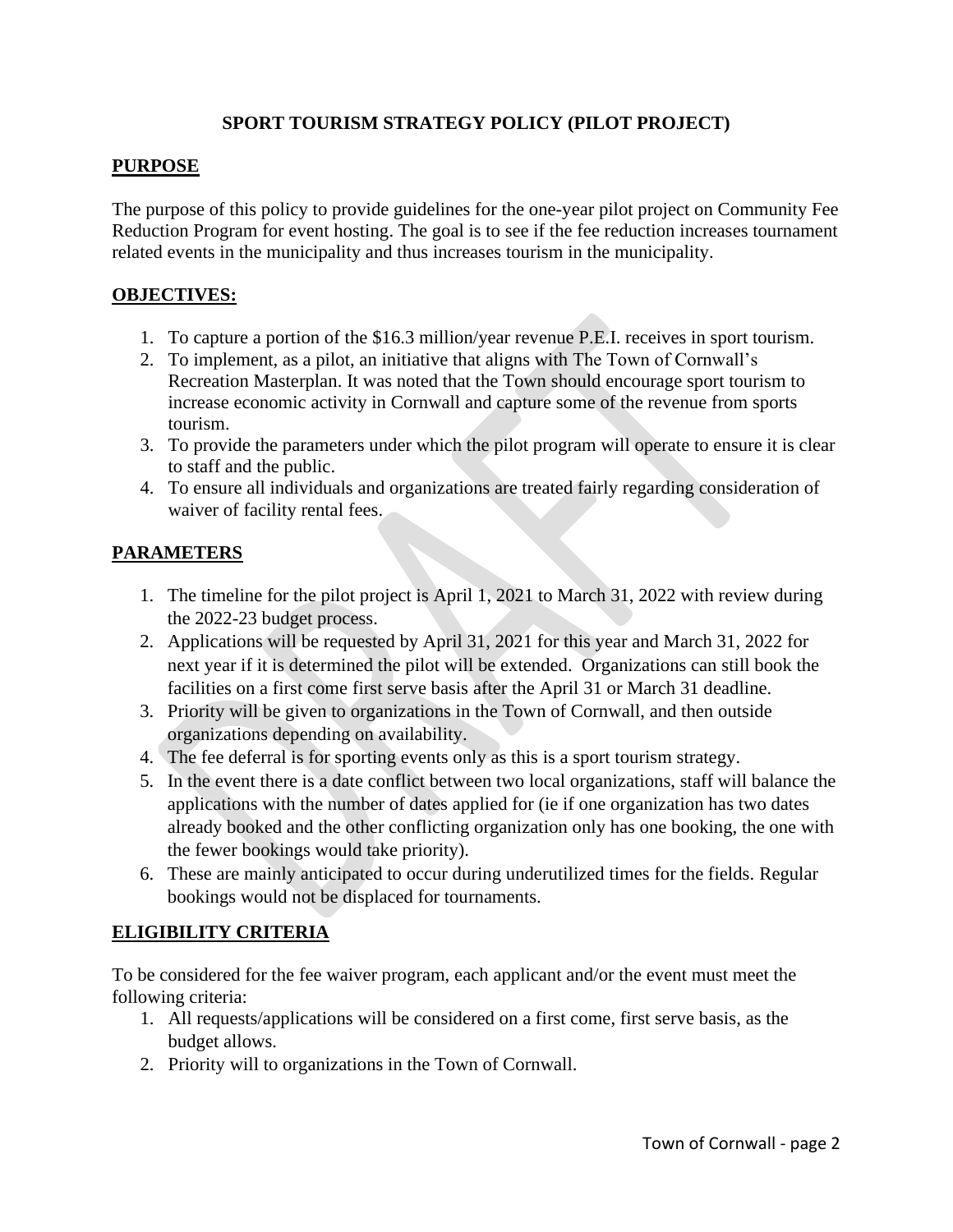**SPORT TOURISM STRATEGY POLICY (PILOT PROJECT)**

## PURPOSE

The purpose of this policy to provide guidelines for the one-year pilot project on Community Fee Reduction Program for event hosting. The goal is to see if the fee reduction increases tournament related events in the municipality and thus increases tourism in the municipality.

## OBJECTIVES:

1. To capture a portion of the $16.3 million/year revenue P.E.I. receives in sport tourism.
2. To implement, as a pilot, an initiative that aligns with The Town of Cornwall's Recreation Masterplan. It was noted that the Town should encourage sport tourism to increase economic activity in Cornwall and capture some of the revenue from sports tourism.
3. To provide the parameters under which the pilot program will operate to ensure it is clear to staff and the public.
4. To ensure all individuals and organizations are treated fairly regarding consideration of waiver of facility rental fees.

## PARAMETERS

1. The timeline for the pilot project is April 1, 2021 to March 31, 2022 with review during the 2022-23 budget process.
2. Applications will be requested by April 31, 2021 for this year and March 31, 2022 for next year if it is determined the pilot will be extended. Organizations can still book the facilities on a first come first serve basis after the April 31 or March 31 deadline.
3. Priority will be given to organizations in the Town of Cornwall, and then outside organizations depending on availability.
4. The fee deferral is for sporting events only as this is a sport tourism strategy.
5. In the event there is a date conflict between two local organizations, staff will balance the applications with the number of dates applied for (ie if one organization has two dates already booked and the other conflicting organization only has one booking, the one with the fewer bookings would take priority).
6. These are mainly anticipated to occur during underutilized times for the fields. Regular bookings would not be displaced for tournaments.

## ELIGIBILITY CRITERIA

To be considered for the fee waiver program, each applicant and/or the event must meet the following criteria:

1. All requests/applications will be considered on a first come, first serve basis, as the budget allows.
2. Priority will to organizations in the Town of Cornwall.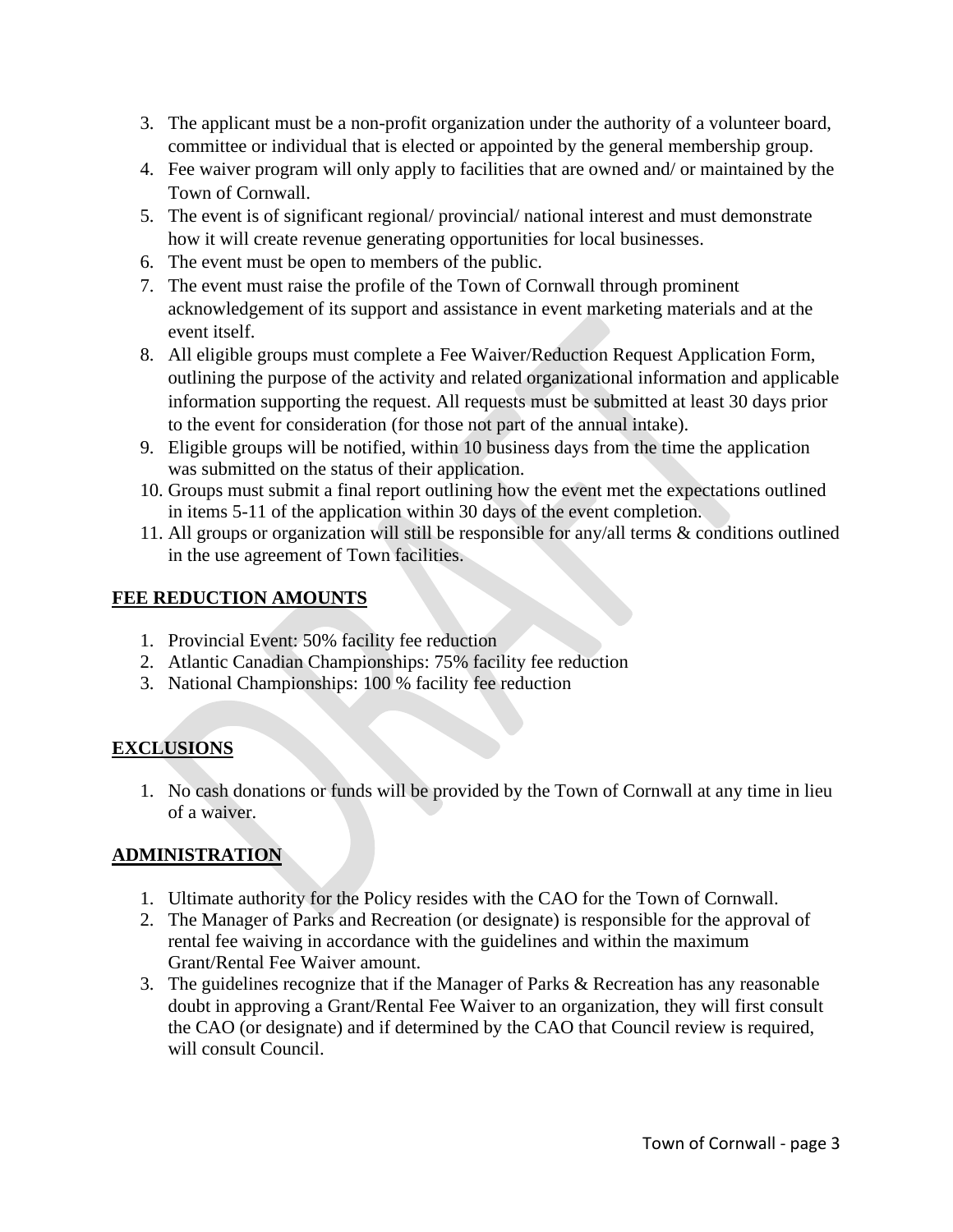3. The applicant must be a non-profit organization under the authority of a volunteer board, committee or individual that is elected or appointed by the general membership group.
4. Fee waiver program will only apply to facilities that are owned and/ or maintained by the Town of Cornwall.
5. The event is of significant regional/ provincial/ national interest and must demonstrate how it will create revenue generating opportunities for local businesses.
6. The event must be open to members of the public.
7. The event must raise the profile of the Town of Cornwall through prominent acknowledgement of its support and assistance in event marketing materials and at the event itself.
8. All eligible groups must complete a Fee Waiver/Reduction Request Application Form, outlining the purpose of the activity and related organizational information and applicable information supporting the request. All requests must be submitted at least 30 days prior to the event for consideration (for those not part of the annual intake).
9. Eligible groups will be notified, within 10 business days from the time the application was submitted on the status of their application.
10. Groups must submit a final report outlining how the event met the expectations outlined in items 5-11 of the application within 30 days of the event completion.
11. All groups or organization will still be responsible for any/all terms & conditions outlined in the use agreement of Town facilities.

## FEE REDUCTION AMOUNTS

1. Provincial Event: 50% facility fee reduction
2. Atlantic Canadian Championships: 75% facility fee reduction
3. National Championships: 100 % facility fee reduction

## EXCLUSIONS

1. No cash donations or funds will be provided by the Town of Cornwall at any time in lieu of a waiver.

## ADMINISTRATION

1. Ultimate authority for the Policy resides with the CAO for the Town of Cornwall.
2. The Manager of Parks and Recreation (or designate) is responsible for the approval of rental fee waiving in accordance with the guidelines and within the maximum Grant/Rental Fee Waiver amount.
3. The guidelines recognize that if the Manager of Parks & Recreation has any reasonable doubt in approving a Grant/Rental Fee Waiver to an organization, they will first consult the CAO (or designate) and if determined by the CAO that Council review is required, will consult Council.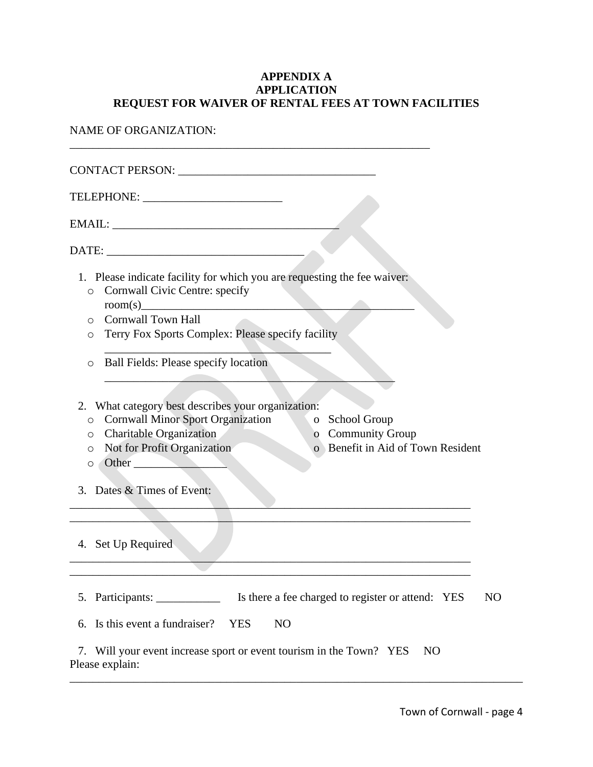**APPENDIX A**
**APPLICATION**
**REQUEST FOR WAIVER OF RENTAL FEES AT TOWN FACILITIES**

NAME OF ORGANIZATION: _______________________________________________

CONTACT PERSON: _________________________________

TELEPHONE: ________________________

EMAIL: _______________________________________

DATE: _________________________________

1. Please indicate facility for which you are requesting the fee waiver:
   - Cornwall Civic Centre: specify room(s)_____________________________________________
   - Cornwall Town Hall
   - Terry Fox Sports Complex: Please specify facility _______________________________________
   - Ball Fields: Please specify location __________________________________________________

2. What category best describes your organization:
   - Cornwall Minor Sport Organization
   - Charitable Organization
   - Not for Profit Organization
   - Other ________________
   - School Group
   - Community Group
   - Benefit in Aid of Town Resident

3. Dates & Times of Event:

_____________________________________________________________________
_____________________________________________________________________

4. Set Up Required

_____________________________________________________________________
_____________________________________________________________________

5. Participants: ___________ Is there a fee charged to register or attend: YES NO

6. Is this event a fundraiser? YES NO

7. Will your event increase sport or event tourism in the Town? YES NO

Please explain: _____________________________________________________________________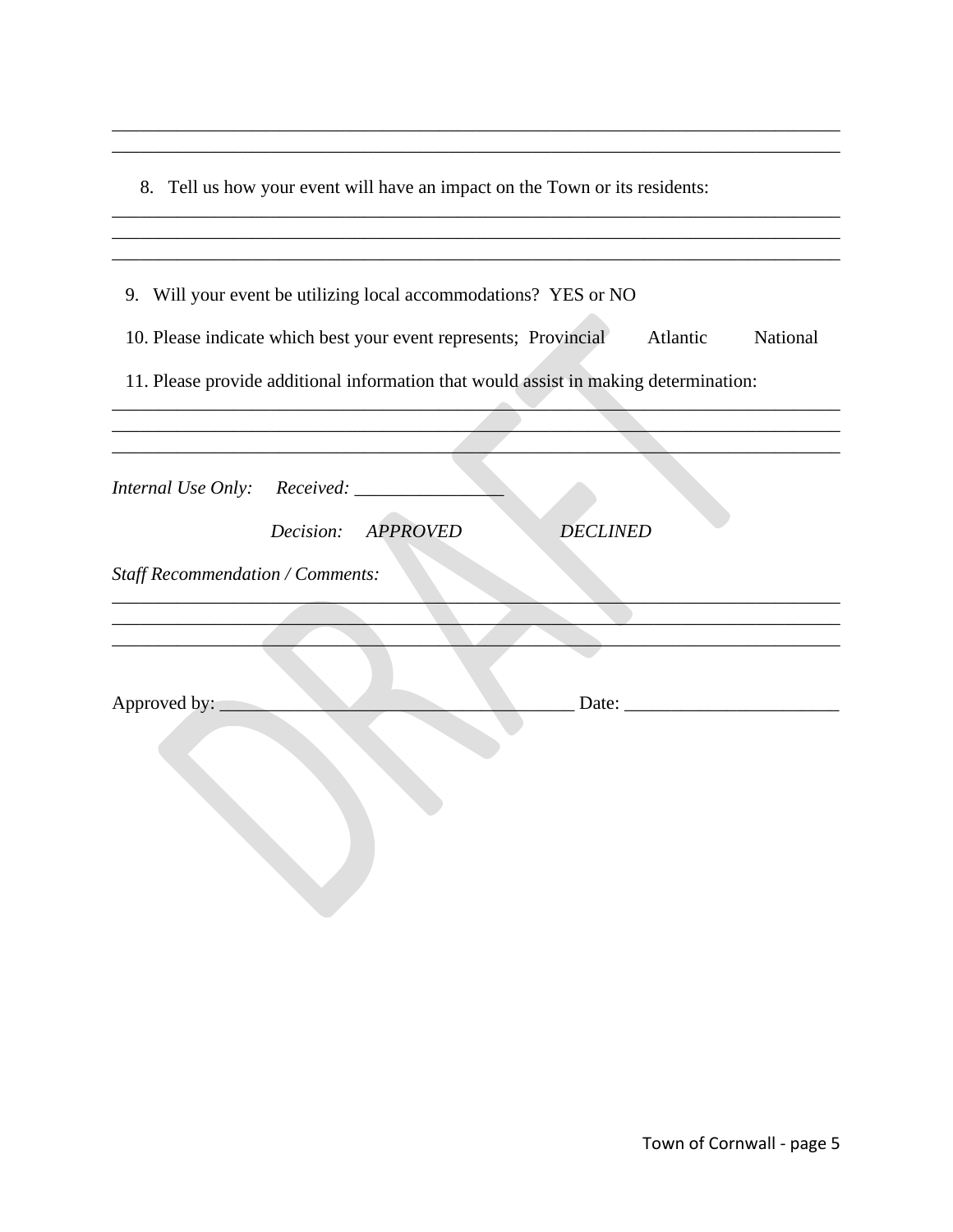\_\_\_\_\_\_\_\_\_\_\_\_\_\_\_\_\_\_\_\_\_\_\_\_\_\_\_\_\_\_\_\_\_\_\_\_\_\_\_\_\_\_\_\_\_\_\_\_\_\_\_\_\_\_\_\_\_\_\_\_\_\_\_\_\_\_\_\_\_\_\_\_\_\_\_\_
\_\_\_\_\_\_\_\_\_\_\_\_\_\_\_\_\_\_\_\_\_\_\_\_\_\_\_\_\_\_\_\_\_\_\_\_\_\_\_\_\_\_\_\_\_\_\_\_\_\_\_\_\_\_\_\_\_\_\_\_\_\_\_\_\_\_\_\_\_\_\_\_\_\_\_\_

8. Tell us how your event will have an impact on the Town or its residents:

\_\_\_\_\_\_\_\_\_\_\_\_\_\_\_\_\_\_\_\_\_\_\_\_\_\_\_\_\_\_\_\_\_\_\_\_\_\_\_\_\_\_\_\_\_\_\_\_\_\_\_\_\_\_\_\_\_\_\_\_\_\_\_\_\_\_\_\_\_\_\_\_\_\_\_\_
\_\_\_\_\_\_\_\_\_\_\_\_\_\_\_\_\_\_\_\_\_\_\_\_\_\_\_\_\_\_\_\_\_\_\_\_\_\_\_\_\_\_\_\_\_\_\_\_\_\_\_\_\_\_\_\_\_\_\_\_\_\_\_\_\_\_\_\_\_\_\_\_\_\_\_\_
\_\_\_\_\_\_\_\_\_\_\_\_\_\_\_\_\_\_\_\_\_\_\_\_\_\_\_\_\_\_\_\_\_\_\_\_\_\_\_\_\_\_\_\_\_\_\_\_\_\_\_\_\_\_\_\_\_\_\_\_\_\_\_\_\_\_\_\_\_\_\_\_\_\_\_\_

9. Will your event be utilizing local accommodations? YES or NO

10. Please indicate which best your event represents; Provincial Atlantic National

11. Please provide additional information that would assist in making determination:

\_\_\_\_\_\_\_\_\_\_\_\_\_\_\_\_\_\_\_\_\_\_\_\_\_\_\_\_\_\_\_\_\_\_\_\_\_\_\_\_\_\_\_\_\_\_\_\_\_\_\_\_\_\_\_\_\_\_\_\_\_\_\_\_\_\_\_\_\_\_\_\_\_\_\_\_
\_\_\_\_\_\_\_\_\_\_\_\_\_\_\_\_\_\_\_\_\_\_\_\_\_\_\_\_\_\_\_\_\_\_\_\_\_\_\_\_\_\_\_\_\_\_\_\_\_\_\_\_\_\_\_\_\_\_\_\_\_\_\_\_\_\_\_\_\_\_\_\_\_\_\_\_
\_\_\_\_\_\_\_\_\_\_\_\_\_\_\_\_\_\_\_\_\_\_\_\_\_\_\_\_\_\_\_\_\_\_\_\_\_\_\_\_\_\_\_\_\_\_\_\_\_\_\_\_\_\_\_\_\_\_\_\_\_\_\_\_\_\_\_\_\_\_\_\_\_\_\_\_

*Internal Use Only: Received:* \_\_\_\_\_\_\_\_\_\_\_\_\_\_\_\_

*Decision: APPROVED DECLINED*

*Staff Recommendation / Comments:*

\_\_\_\_\_\_\_\_\_\_\_\_\_\_\_\_\_\_\_\_\_\_\_\_\_\_\_\_\_\_\_\_\_\_\_\_\_\_\_\_\_\_\_\_\_\_\_\_\_\_\_\_\_\_\_\_\_\_\_\_\_\_\_\_\_\_\_\_\_\_\_\_\_\_\_\_
\_\_\_\_\_\_\_\_\_\_\_\_\_\_\_\_\_\_\_\_\_\_\_\_\_\_\_\_\_\_\_\_\_\_\_\_\_\_\_\_\_\_\_\_\_\_\_\_\_\_\_\_\_\_\_\_\_\_\_\_\_\_\_\_\_\_\_\_\_\_\_\_\_\_\_\_
\_\_\_\_\_\_\_\_\_\_\_\_\_\_\_\_\_\_\_\_\_\_\_\_\_\_\_\_\_\_\_\_\_\_\_\_\_\_\_\_\_\_\_\_\_\_\_\_\_\_\_\_\_\_\_\_\_\_\_\_\_\_\_\_\_\_\_\_\_\_\_\_\_\_\_\_

Approved by: \_\_\_\_\_\_\_\_\_\_\_\_\_\_\_\_\_\_\_\_\_\_\_\_\_\_\_\_\_\_\_\_\_\_\_\_\_\_ Date: \_\_\_\_\_\_\_\_\_\_\_\_\_\_\_\_\_\_\_\_\_\_\_

DRAFT